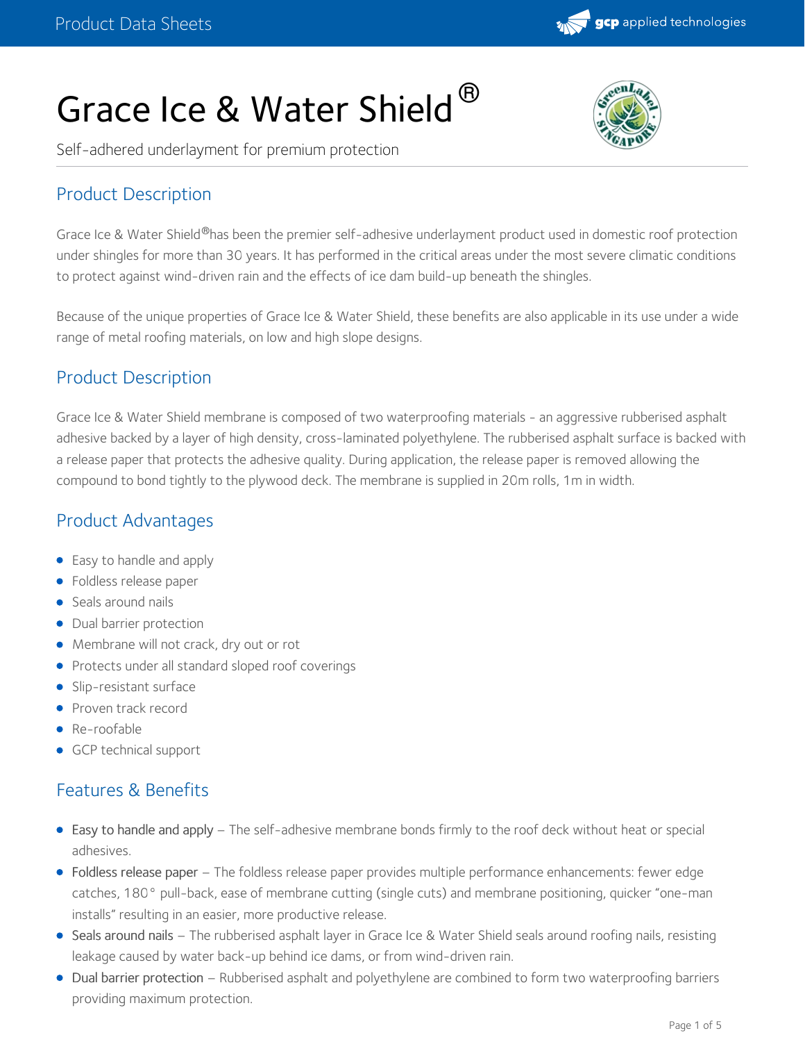# Grace Ice & Water Shield®

Self-adhered underlayment for premium protection

## Product Description

Grace Ice & Water Shield® has been the premier self-adhesive underlayment product used in domestic roof protection under shingles for more than 30 years. It has performed in the critical areas under the most severe climatic conditions to protect against wind-driven rain and the effects of ice dam build-up beneath the shingles.

Because of the unique properties of Grace Ice & Water Shield, these benefits are also applicable in its use under a wide range of metal roofing materials, on low and high slope designs.

## Product Description

Grace Ice & Water Shield membrane is composed of two waterproofing materials - an aggressive rubberised asphalt adhesive backed by a layer of high density, cross-laminated polyethylene. The rubberised asphalt surface is backed with a release paper that protects the adhesive quality. During application, the release paper is removed allowing the compound to bond tightly to the plywood deck. The membrane is supplied in 20m rolls, 1m in width.

## Product Advantages

- Easy to handle and apply
- Foldless release paper
- Seals around nails
- Dual barrier protection
- Membrane will not crack, dry out or rot
- Protects under all standard sloped roof coverings
- Slip-resistant surface
- Proven track record
- Re-roofable
- GCP technical support

## Features & Benefits

- Easy to handle and apply – The self-adhesive membrane bonds firmly to the roof deck without heat or special adhesives.
- Foldless release paper – The foldless release paper provides multiple performance enhancements: fewer edge catches, 180° pull-back, ease of membrane cutting (single cuts) and membrane positioning, quicker "one-man installs" resulting in an easier, more productive release.
- Seals around nails – The rubberised asphalt layer in Grace Ice & Water Shield seals around roofing nails, resisting leakage caused by water back-up behind ice dams, or from wind-driven rain.
- Dual barrier protection – Rubberised asphalt and polyethylene are combined to form two waterproofing barriers providing maximum protection.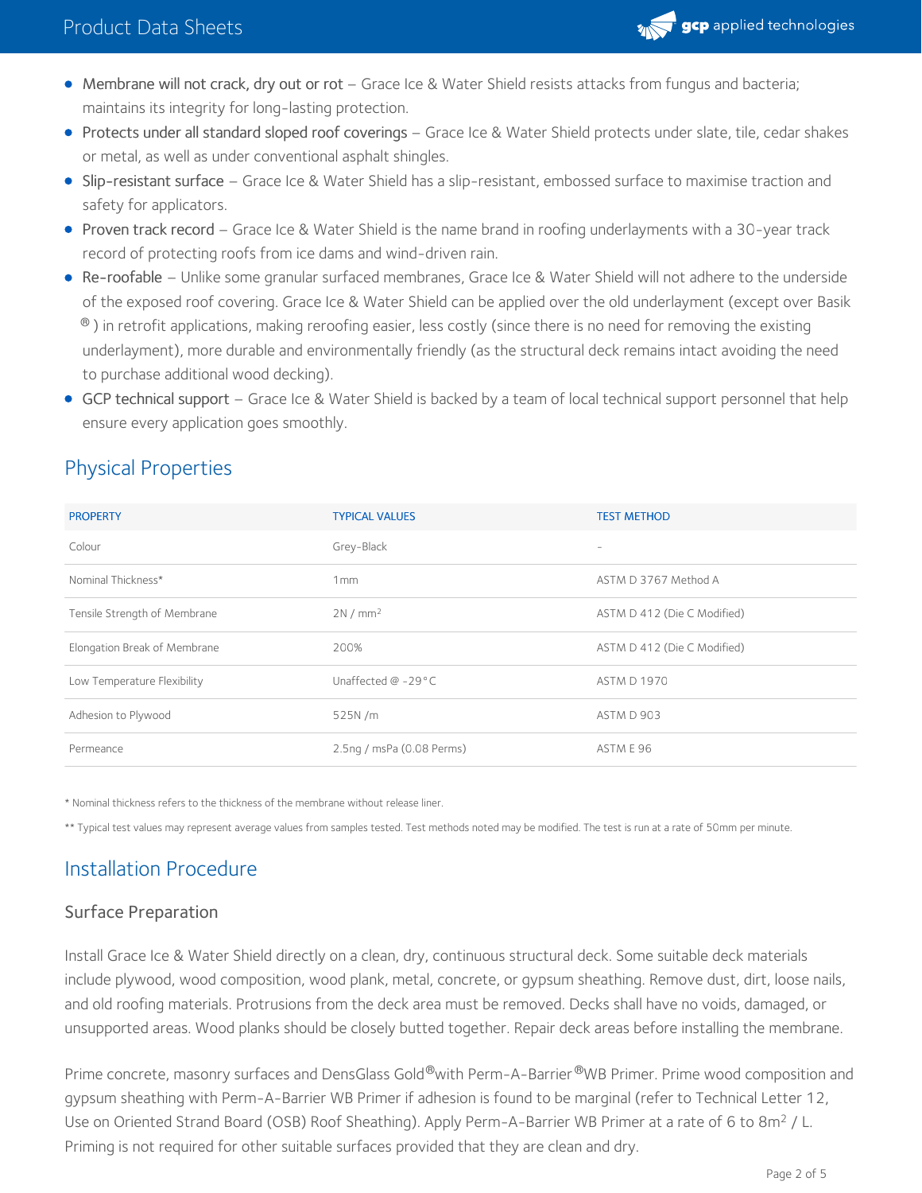- **Membrane will not crack, dry out or rot** – Grace Ice & Water Shield resists attacks from fungus and bacteria; maintains its integrity for long-lasting protection.
- **Protects under all standard sloped roof coverings** – Grace Ice & Water Shield protects under slate, tile, cedar shakes or metal, as well as under conventional asphalt shingles.
- **Slip-resistant surface** – Grace Ice & Water Shield has a slip-resistant, embossed surface to maximise traction and safety for applicators.
- **Proven track record** – Grace Ice & Water Shield is the name brand in roofing underlayments with a 30-year track record of protecting roofs from ice dams and wind-driven rain.
- **Re-roofable** – Unlike some granular surfaced membranes, Grace Ice & Water Shield will not adhere to the underside of the exposed roof covering. Grace Ice & Water Shield can be applied over the old underlayment (except over Basik®) in retrofit applications, making reroofing easier, less costly (since there is no need for removing the existing underlayment), more durable and environmentally friendly (as the structural deck remains intact avoiding the need to purchase additional wood decking).
- **GCP technical support** – Grace Ice & Water Shield is backed by a team of local technical support personnel that help ensure every application goes smoothly.

## Physical Properties

| PROPERTY | TYPICAL VALUES | TEST METHOD |
| --- | --- | --- |
| Colour | Grey-Black | - |
| Nominal Thickness* | 1mm | ASTM D 3767 Method A |
| Tensile Strength of Membrane | 2N / mm² | ASTM D 412 (Die C Modified) |
| Elongation Break of Membrane | 200% | ASTM D 412 (Die C Modified) |
| Low Temperature Flexibility | Unaffected @ -29°C | ASTM D 1970 |
| Adhesion to Plywood | 525N /m | ASTM D 903 |
| Permeance | 2.5ng / msPa (0.08 Perms) | ASTM E 96 |

\* Nominal thickness refers to the thickness of the membrane without release liner.

** Typical test values may represent average values from samples tested. Test methods noted may be modified. The test is run at a rate of 50mm per minute.

## Installation Procedure

### Surface Preparation

Install Grace Ice & Water Shield directly on a clean, dry, continuous structural deck. Some suitable deck materials include plywood, wood composition, wood plank, metal, concrete, or gypsum sheathing. Remove dust, dirt, loose nails, and old roofing materials. Protrusions from the deck area must be removed. Decks shall have no voids, damaged, or unsupported areas. Wood planks should be closely butted together. Repair deck areas before installing the membrane.

Prime concrete, masonry surfaces and DensGlass Gold® with Perm-A-Barrier® WB Primer. Prime wood composition and gypsum sheathing with Perm-A-Barrier WB Primer if adhesion is found to be marginal (refer to Technical Letter 12, Use on Oriented Strand Board (OSB) Roof Sheathing). Apply Perm-A-Barrier WB Primer at a rate of 6 to 8m² / L. Priming is not required for other suitable surfaces provided that they are clean and dry.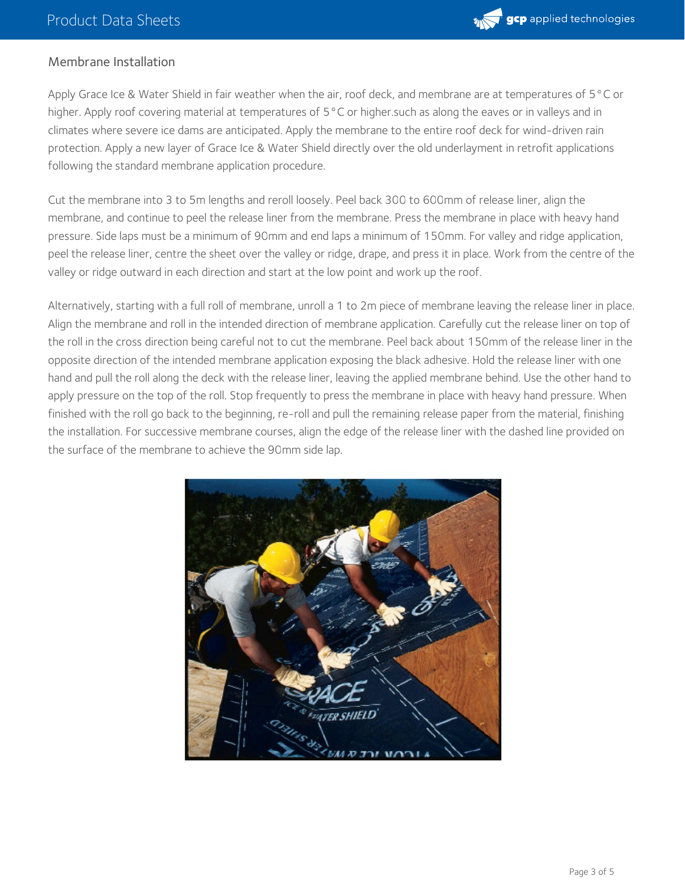## Membrane Installation

Apply Grace Ice & Water Shield in fair weather when the air, roof deck, and membrane are at temperatures of 5°C or higher. Apply roof covering material at temperatures of 5°C or higher.such as along the eaves or in valleys and in climates where severe ice dams are anticipated. Apply the membrane to the entire roof deck for wind-driven rain protection. Apply a new layer of Grace Ice & Water Shield directly over the old underlayment in retrofit applications following the standard membrane application procedure.

Cut the membrane into 3 to 5m lengths and reroll loosely. Peel back 300 to 600mm of release liner, align the membrane, and continue to peel the release liner from the membrane. Press the membrane in place with heavy hand pressure. Side laps must be a minimum of 90mm and end laps a minimum of 150mm. For valley and ridge application, peel the release liner, centre the sheet over the valley or ridge, drape, and press it in place. Work from the centre of the valley or ridge outward in each direction and start at the low point and work up the roof.

Alternatively, starting with a full roll of membrane, unroll a 1 to 2m piece of membrane leaving the release liner in place. Align the membrane and roll in the intended direction of membrane application. Carefully cut the release liner on top of the roll in the cross direction being careful not to cut the membrane. Peel back about 150mm of the release liner in the opposite direction of the intended membrane application exposing the black adhesive. Hold the release liner with one hand and pull the roll along the deck with the release liner, leaving the applied membrane behind. Use the other hand to apply pressure on the top of the roll. Stop frequently to press the membrane in place with heavy hand pressure. When finished with the roll go back to the beginning, re-roll and pull the remaining release paper from the material, finishing the installation. For successive membrane courses, align the edge of the release liner with the dashed line provided on the surface of the membrane to achieve the 90mm side lap.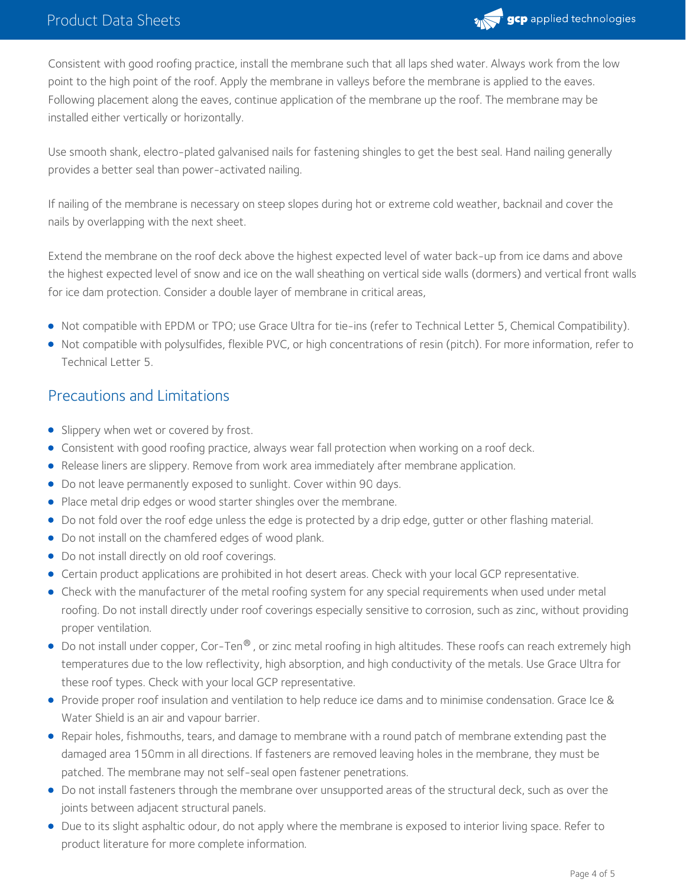Consistent with good roofing practice, install the membrane such that all laps shed water. Always work from the low point to the high point of the roof. Apply the membrane in valleys before the membrane is applied to the eaves. Following placement along the eaves, continue application of the membrane up the roof. The membrane may be installed either vertically or horizontally.

Use smooth shank, electro-plated galvanised nails for fastening shingles to get the best seal. Hand nailing generally provides a better seal than power-activated nailing.

If nailing of the membrane is necessary on steep slopes during hot or extreme cold weather, backnail and cover the nails by overlapping with the next sheet.

Extend the membrane on the roof deck above the highest expected level of water back-up from ice dams and above the highest expected level of snow and ice on the wall sheathing on vertical side walls (dormers) and vertical front walls for ice dam protection. Consider a double layer of membrane in critical areas,

- Not compatible with EPDM or TPO; use Grace Ultra for tie-ins (refer to Technical Letter 5, Chemical Compatibility).
- Not compatible with polysulfides, flexible PVC, or high concentrations of resin (pitch). For more information, refer to Technical Letter 5.

## Precautions and Limitations

- Slippery when wet or covered by frost.
- Consistent with good roofing practice, always wear fall protection when working on a roof deck.
- Release liners are slippery. Remove from work area immediately after membrane application.
- Do not leave permanently exposed to sunlight. Cover within 90 days.
- Place metal drip edges or wood starter shingles over the membrane.
- Do not fold over the roof edge unless the edge is protected by a drip edge, gutter or other flashing material.
- Do not install on the chamfered edges of wood plank.
- Do not install directly on old roof coverings.
- Certain product applications are prohibited in hot desert areas. Check with your local GCP representative.
- Check with the manufacturer of the metal roofing system for any special requirements when used under metal roofing. Do not install directly under roof coverings especially sensitive to corrosion, such as zinc, without providing proper ventilation.
- Do not install under copper, Cor-Ten®, or zinc metal roofing in high altitudes. These roofs can reach extremely high temperatures due to the low reflectivity, high absorption, and high conductivity of the metals. Use Grace Ultra for these roof types. Check with your local GCP representative.
- Provide proper roof insulation and ventilation to help reduce ice dams and to minimise condensation. Grace Ice & Water Shield is an air and vapour barrier.
- Repair holes, fishmouths, tears, and damage to membrane with a round patch of membrane extending past the damaged area 150mm in all directions. If fasteners are removed leaving holes in the membrane, they must be patched. The membrane may not self-seal open fastener penetrations.
- Do not install fasteners through the membrane over unsupported areas of the structural deck, such as over the joints between adjacent structural panels.
- Due to its slight asphaltic odour, do not apply where the membrane is exposed to interior living space. Refer to product literature for more complete information.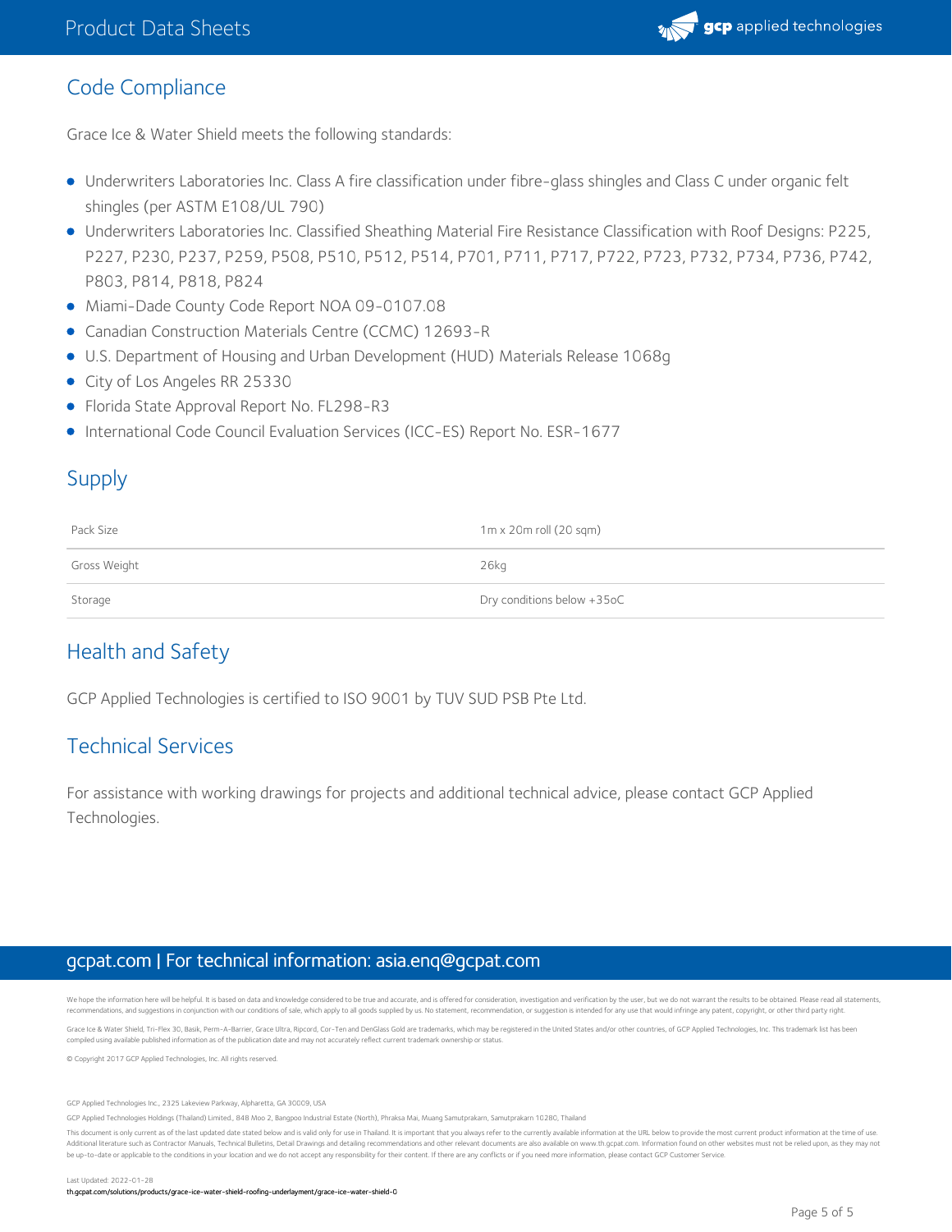## Code Compliance

Grace Ice & Water Shield meets the following standards:

- Underwriters Laboratories Inc. Class A fire classification under fibre-glass shingles and Class C under organic felt shingles (per ASTM E108/UL 790)
- Underwriters Laboratories Inc. Classified Sheathing Material Fire Resistance Classification with Roof Designs: P225, P227, P230, P237, P259, P508, P510, P512, P514, P701, P711, P717, P722, P723, P732, P734, P736, P742, P803, P814, P818, P824
- Miami-Dade County Code Report NOA 09-0107.08
- Canadian Construction Materials Centre (CCMC) 12693-R
- U.S. Department of Housing and Urban Development (HUD) Materials Release 1068g
- City of Los Angeles RR 25330
- Florida State Approval Report No. FL298-R3
- International Code Council Evaluation Services (ICC-ES) Report No. ESR-1677

## Supply

| | |
|---|---|
| Pack Size | 1m x 20m roll (20 sqm) |
| Gross Weight | 26kg |
| Storage | Dry conditions below +35oC |

## Health and Safety

GCP Applied Technologies is certified to ISO 9001 by TUV SUD PSB Pte Ltd.

## Technical Services

For assistance with working drawings for projects and additional technical advice, please contact GCP Applied Technologies.

gcpat.com | For technical information: asia.enq@gcpat.com

We hope the information here will be helpful. It is based on data and knowledge considered to be true and accurate, and is offered for consideration, investigation and verification by the user, but we do not warrant the results to be obtained. Please read all statements, recommendations, and suggestions in conjunction with our conditions of sale, which apply to all goods supplied by us. No statement, recommendation, or suggestion is intended for any use that would infringe any patent, copyright, or other third party right.

Grace Ice & Water Shield, Tri-Flex 30, Basik, Perm-A-Barrier, Grace Ultra, Ripcord, Cor-Ten and DenGlass Gold are trademarks, which may be registered in the United States and/or other countries, of GCP Applied Technologies, Inc. This trademark list has been compiled using available published information as of the publication date and may not accurately reflect current trademark ownership or status.

© Copyright 2017 GCP Applied Technologies, Inc. All rights reserved.

GCP Applied Technologies Inc., 2325 Lakeview Parkway, Alpharetta, GA 30009, USA

GCP Applied Technologies Holdings (Thailand) Limited., 848 Moo 2, Bangpoo Industrial Estate (North), Phraksa Mai, Muang Samutprakarn, Samutprakarn 10280, Thailand

This document is only current as of the last updated date stated below and is valid only for use in Thailand. It is important that you always refer to the currently available information at the URL below to provide the most current product information at the time of use. Additional literature such as Contractor Manuals, Technical Bulletins, Detail Drawings and detailing recommendations and other relevant documents are also available on www.th.gcpat.com. Information found on other websites must not be relied upon, as they may not be up-to-date or applicable to the conditions in your location and we do not accept any responsibility for their content. If there are any conflicts or if you need more information, please contact GCP Customer Service.

Last Updated: 2022-01-28

th.gcpat.com/solutions/products/grace-ice-water-shield-roofing-underlayment/grace-ice-water-shield-0